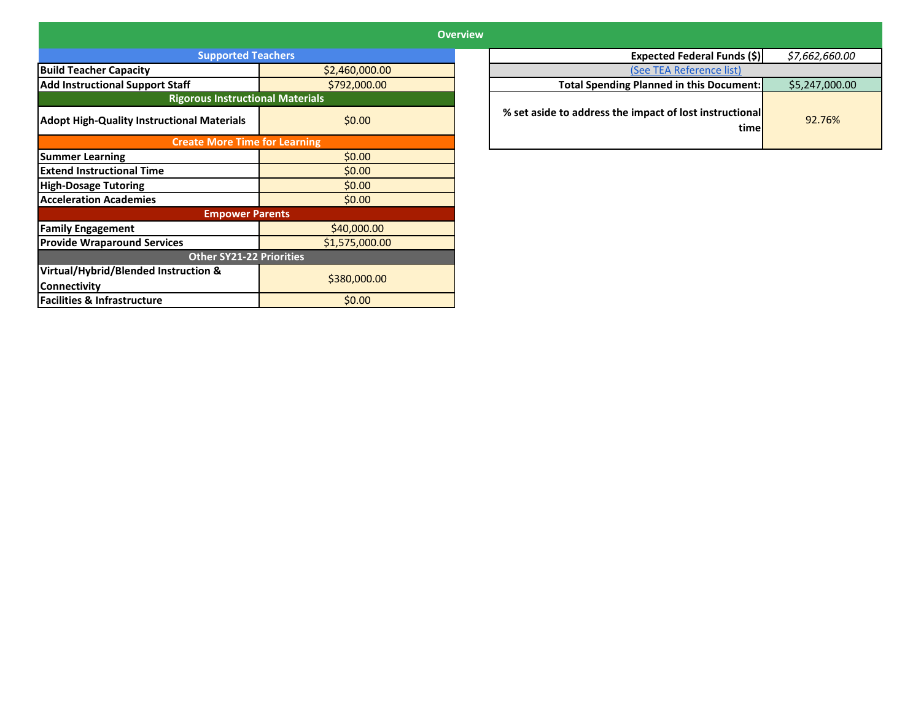## Overview

| Supported Teachers | |
|---|---|
| **Build Teacher Capacity** | $2,460,000.00 |
| **Add Instructional Support Staff** | $792,000.00 |
| **Rigorous Instructional Materials** | |
| **Adopt High-Quality Instructional Materials** | $0.00 |
| **Create More Time for Learning** | |
| **Summer Learning** | $0.00 |
| **Extend Instructional Time** | $0.00 |
| **High-Dosage Tutoring** | $0.00 |
| **Acceleration Academies** | $0.00 |
| **Empower Parents** | |
| **Family Engagement** | $40,000.00 |
| **Provide Wraparound Services** | $1,575,000.00 |
| **Other SY21-22 Priorities** | |
| **Virtual/Hybrid/Blended Instruction & Connectivity** | $380,000.00 |
| **Facilities & Infrastructure** | $0.00 |

| | |
|---|---|
| **Expected Federal Funds ($)** | *$7,662,660.00* |
| (See TEA Reference list) | |
| **Total Spending Planned in this Document:** | $5,247,000.00 |
| **% set aside to address the impact of lost instructional time** | 92.76% |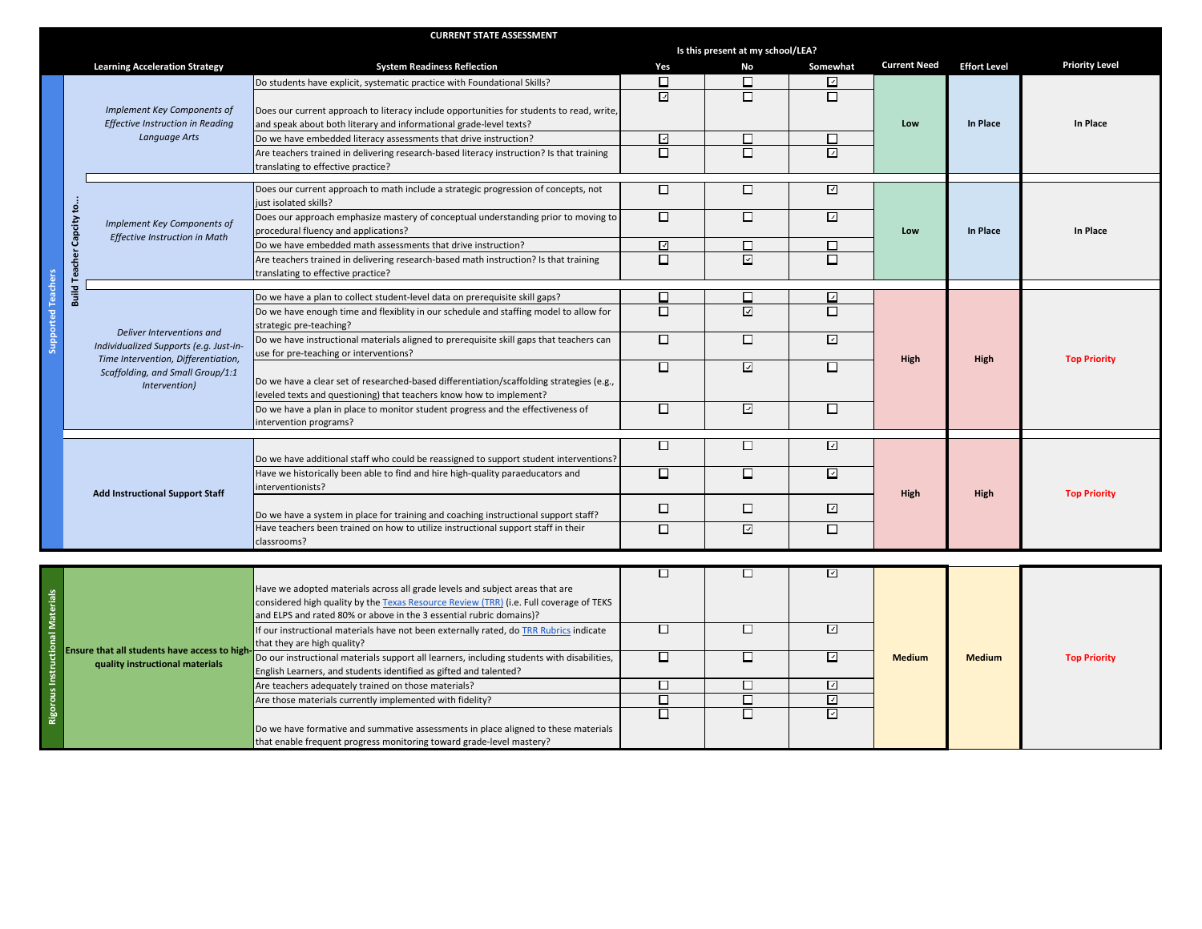# CURRENT STATE ASSESSMENT

| | | Learning Acceleration Strategy | System Readiness Reflection | Yes | No | Somewhat | Current Need | Effort Level | Priority Level |
|---|---|---|---|---|---|---|---|---|---|
| | | | | *Is this present at my school/LEA?* | | | | | |
| Supported Teachers | Build Teacher Capcity to... | *Implement Key Components of Effective Instruction in Reading Language Arts* | Do students have explicit, systematic practice with Foundational Skills? | ☐ | ☐ | ☑ | Low | In Place | In Place |
| | | | Does our current approach to literacy include opportunities for students to read, write, and speak about both literary and informational grade-level texts? | ☑ | ☐ | ☐ | | | |
| | | | Do we have embedded literacy assessments that drive instruction? | ☑ | ☐ | ☐ | | | |
| | | | Are teachers trained in delivering research-based literacy instruction? Is that training translating to effective practice? | ☐ | ☐ | ☑ | | | |
| | | *Implement Key Components of Effective Instruction in Math* | Does our current approach to math include a strategic progression of concepts, not just isolated skills? | ☐ | ☐ | ☑ | Low | In Place | In Place |
| | | | Does our approach emphasize mastery of conceptual understanding prior to moving to procedural fluency and applications? | ☐ | ☐ | ☑ | | | |
| | | | Do we have embedded math assessments that drive instruction? | ☑ | ☐ | ☐ | | | |
| | | | Are teachers trained in delivering research-based math instruction? Is that training translating to effective practice? | ☐ | ☑ | ☐ | | | |
| | | *Deliver Interventions and Individualized Supports (e.g. Just-in-Time Intervention, Differentiation, Scaffolding, and Small Group/1:1 Intervention)* | Do we have a plan to collect student-level data on prerequisite skill gaps? | ☐ | ☐ | ☑ | High | High | Top Priority |
| | | | Do we have enough time and flexiblity in our schedule and staffing model to allow for strategic pre-teaching? | ☐ | ☑ | ☐ | | | |
| | | | Do we have instructional materials aligned to prerequisite skill gaps that teachers can use for pre-teaching or interventions? | ☐ | ☐ | ☑ | | | |
| | | | Do we have a clear set of researched-based differentiation/scaffolding strategies (e.g., leveled texts and questioning) that teachers know how to implement? | ☐ | ☑ | ☐ | | | |
| | | | Do we have a plan in place to monitor student progress and the effectiveness of intervention programs? | ☐ | ☑ | ☐ | | | |
| | | **Add Instructional Support Staff** | Do we have additional staff who could be reassigned to support student interventions? | ☐ | ☐ | ☑ | High | High | Top Priority |
| | | | Have we historically been able to find and hire high-quality paraeducators and interventionists? | ☐ | ☐ | ☑ | | | |
| | | | Do we have a system in place for training and coaching instructional support staff? | ☐ | ☐ | ☑ | | | |
| | | | Have teachers been trained on how to utilize instructional support staff in their classrooms? | ☐ | ☑ | ☐ | | | |

| | Strategy | System Readiness Reflection | Yes | No | Somewhat | Current Need | Effort Level | Priority Level |
|---|---|---|---|---|---|---|---|---|
| Rigorous Instructional Materials | **Ensure that all students have access to high-quality instructional materials** | Have we adopted materials across all grade levels and subject areas that are considered high quality by the [Texas Resource Review (TRR)](#) (i.e. Full coverage of TEKS and ELPS and rated 80% or above in the 3 essential rubric domains)? | ☐ | ☐ | ☑ | Medium | Medium | Top Priority |
| | | If our instructional materials have not been externally rated, do [TRR Rubrics](#) indicate that they are high quality? | ☐ | ☐ | ☑ | | | |
| | | Do our instructional materials support all learners, including students with disabilities, English Learners, and students identified as gifted and talented? | ☐ | ☐ | ☑ | | | |
| | | Are teachers adequately trained on those materials? | ☐ | ☐ | ☑ | | | |
| | | Are those materials currently implemented with fidelity? | ☐ | ☐ | ☑ | | | |
| | | Do we have formative and summative assessments in place aligned to these materials that enable frequent progress monitoring toward grade-level mastery? | ☐ | ☐ | ☑ | | | |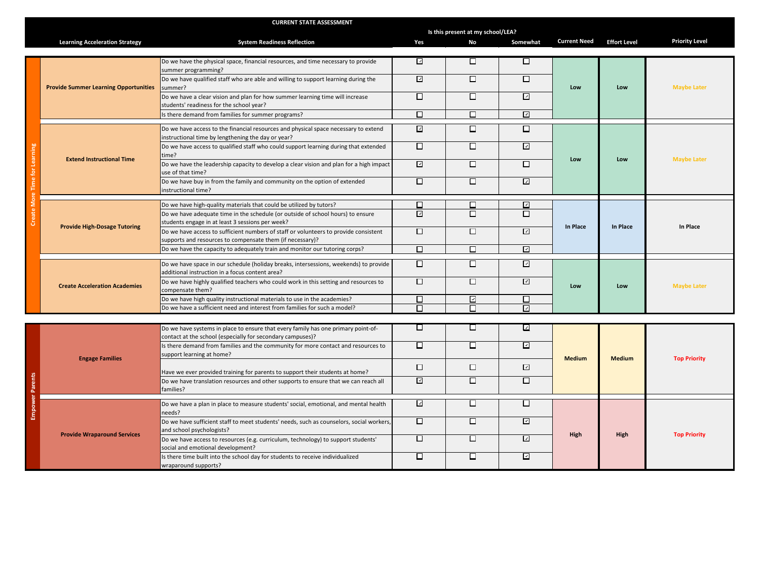## CURRENT STATE ASSESSMENT

| Category | Learning Acceleration Strategy | System Readiness Reflection | Yes | No | Somewhat | Current Need | Effort Level | Priority Level |
|---|---|---|---|---|---|---|---|---|
| Create More Time for Learning | Provide Summer Learning Opportunities | Do we have the physical space, financial resources, and time necessary to provide summer programming? | ☑ | ☐ | ☐ | Low | Low | Maybe Later |
| | | Do we have qualified staff who are able and willing to support learning during the summer? | ☑ | ☐ | ☐ | | | |
| | | Do we have a clear vision and plan for how summer learning time will increase students' readiness for the school year? | ☐ | ☐ | ☑ | | | |
| | | Is there demand from families for summer programs? | ☐ | ☐ | ☑ | | | |
| | Extend Instructional Time | Do we have access to the financial resources and physical space necessary to extend instructional time by lengthening the day or year? | ☑ | ☐ | ☐ | Low | Low | Maybe Later |
| | | Do we have access to qualified staff who could support learning during that extended time? | ☐ | ☐ | ☑ | | | |
| | | Do we have the leadership capacity to develop a clear vision and plan for a high impact use of that time? | ☑ | ☐ | ☐ | | | |
| | | Do we have buy in from the family and community on the option of extended instructional time? | ☐ | ☐ | ☑ | | | |
| | Provide High-Dosage Tutoring | Do we have high-quality materials that could be utilized by tutors? | ☐ | ☐ | ☑ | In Place | In Place | In Place |
| | | Do we have adequate time in the schedule (or outside of school hours) to ensure students engage in at least 3 sessions per week? | ☑ | ☐ | ☐ | | | |
| | | Do we have access to sufficient numbers of staff or volunteers to provide consistent supports and resources to compensate them (if necessary)? | ☐ | ☐ | ☑ | | | |
| | | Do we have the capacity to adequately train and monitor our tutoring corps? | ☐ | ☐ | ☑ | | | |
| | Create Acceleration Academies | Do we have space in our schedule (holiday breaks, intersessions, weekends) to provide additional instruction in a focus content area? | ☐ | ☐ | ☑ | Low | Low | Maybe Later |
| | | Do we have highly qualified teachers who could work in this setting and resources to compensate them? | ☐ | ☐ | ☑ | | | |
| | | Do we have high quality instructional materials to use in the academies? | ☐ | ☑ | ☐ | | | |
| | | Do we have a sufficient need and interest from families for such a model? | ☐ | ☐ | ☑ | | | |
| Empower Parents | Engage Families | Do we have systems in place to ensure that every family has one primary point-of-contact at the school (especially for secondary campuses)? | ☐ | ☐ | ☑ | Medium | Medium | Top Priority |
| | | Is there demand from families and the community for more contact and resources to support learning at home? | ☐ | ☐ | ☑ | | | |
| | | Have we ever provided training for parents to support their students at home? | ☐ | ☐ | ☑ | | | |
| | | Do we have translation resources and other supports to ensure that we can reach all families? | ☑ | ☐ | ☐ | | | |
| | Provide Wraparound Services | Do we have a plan in place to measure students' social, emotional, and mental health needs? | ☑ | ☐ | ☐ | High | High | Top Priority |
| | | Do we have sufficient staff to meet students' needs, such as counselors, social workers, and school psychologists? | ☐ | ☐ | ☑ | | | |
| | | Do we have access to resources (e.g. curriculum, technology) to support students' social and emotional development? | ☐ | ☐ | ☑ | | | |
| | | Is there time built into the school day for students to receive individualized wraparound supports? | ☐ | ☐ | ☑ | | | |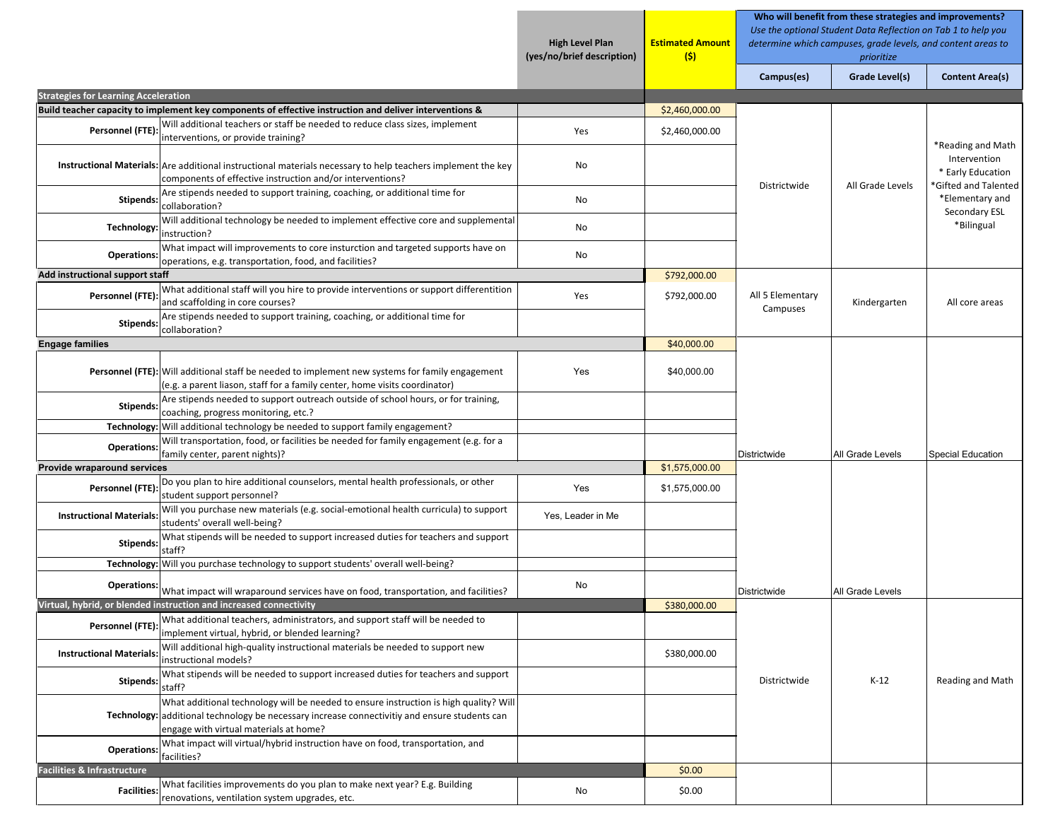| | | High Level Plan (yes/no/brief description) | Estimated Amount ($) | Who will benefit from these strategies and improvements? *Use the optional Student Data Reflection on Tab 1 to help you determine which campuses, grade levels, and content areas to prioritize* | | |
|---|---|---|---|---|---|---|
| | | | | Campus(es) | Grade Level(s) | Content Area(s) |
| **Strategies for Learning Acceleration** | | | | | | |
| **Build teacher capacity to implement key components of effective instruction and deliver interventions &** | | | $2,460,000.00 | | | |
| **Personnel (FTE):** | Will additional teachers or staff be needed to reduce class sizes, implement interventions, or provide training? | Yes | $2,460,000.00 | Districtwide | All Grade Levels | *Reading and Math Intervention * Early Education *Gifted and Talented *Elementary and Secondary ESL *Bilingual |
| **Instructional Materials:** | Are additional instructional materials necessary to help teachers implement the key components of effective instruction and/or interventions? | No | | | | |
| **Stipends:** | Are stipends needed to support training, coaching, or additional time for collaboration? | No | | | | |
| **Technology:** | Will additional technology be needed to implement effective core and supplemental instruction? | No | | | | |
| **Operations:** | What impact will improvements to core insturction and targeted supports have on operations, e.g. transportation, food, and facilities? | No | | | | |
| **Add instructional support staff** | | | $792,000.00 | | | |
| **Personnel (FTE):** | What additional staff will you hire to provide interventions or support differentition and scaffolding in core courses? | Yes | $792,000.00 | All 5 Elementary Campuses | Kindergarten | All core areas |
| **Stipends:** | Are stipends needed to support training, coaching, or additional time for collaboration? | | | | | |
| **Engage families** | | | $40,000.00 | | | |
| **Personnel (FTE):** | Will additional staff be needed to implement new systems for family engagement (e.g. a parent liason, staff for a family center, home visits coordinator) | Yes | $40,000.00 | Districtwide | All Grade Levels | Special Education |
| **Stipends:** | Are stipends needed to support outreach outside of school hours, or for training, coaching, progress monitoring, etc.? | | | | | |
| **Technology:** | Will additional technology be needed to support family engagement? | | | | | |
| **Operations:** | Will transportation, food, or facilities be needed for family engagement (e.g. for a family center, parent nights)? | | | | | |
| **Provide wraparound services** | | | $1,575,000.00 | | | |
| **Personnel (FTE):** | Do you plan to hire additional counselors, mental health professionals, or other student support personnel? | Yes | $1,575,000.00 | Districtwide | All Grade Levels | |
| **Instructional Materials:** | Will you purchase new materials (e.g. social-emotional health curricula) to support students' overall well-being? | Yes, Leader in Me | | | | |
| **Stipends:** | What stipends will be needed to support increased duties for teachers and support staff? | | | | | |
| **Technology:** | Will you purchase technology to support students' overall well-being? | | | | | |
| **Operations:** | What impact will wraparound services have on food, transportation, and facilities? | No | | | | |
| **Virtual, hybrid, or blended instruction and increased connectivity** | | | $380,000.00 | | | |
| **Personnel (FTE):** | What additional teachers, administrators, and support staff will be needed to implement virtual, hybrid, or blended learning? | | | Districtwide | K-12 | Reading and Math |
| **Instructional Materials:** | Will additional high-quality instructional materials be needed to support new instructional models? | | $380,000.00 | | | |
| **Stipends:** | What stipends will be needed to support increased duties for teachers and support staff? | | | | | |
| **Technology:** | What additional technology will be needed to ensure instruction is high quality? Will additional technology be necessary increase connectivitiy and ensure students can engage with virtual materials at home? | | | | | |
| **Operations:** | What impact will virtual/hybrid instruction have on food, transportation, and facilities? | | | | | |
| **Facilities & Infrastructure** | | | $0.00 | | | |
| **Facilities:** | What facilities improvements do you plan to make next year? E.g. Building renovations, ventilation system upgrades, etc. | No | $0.00 | | | |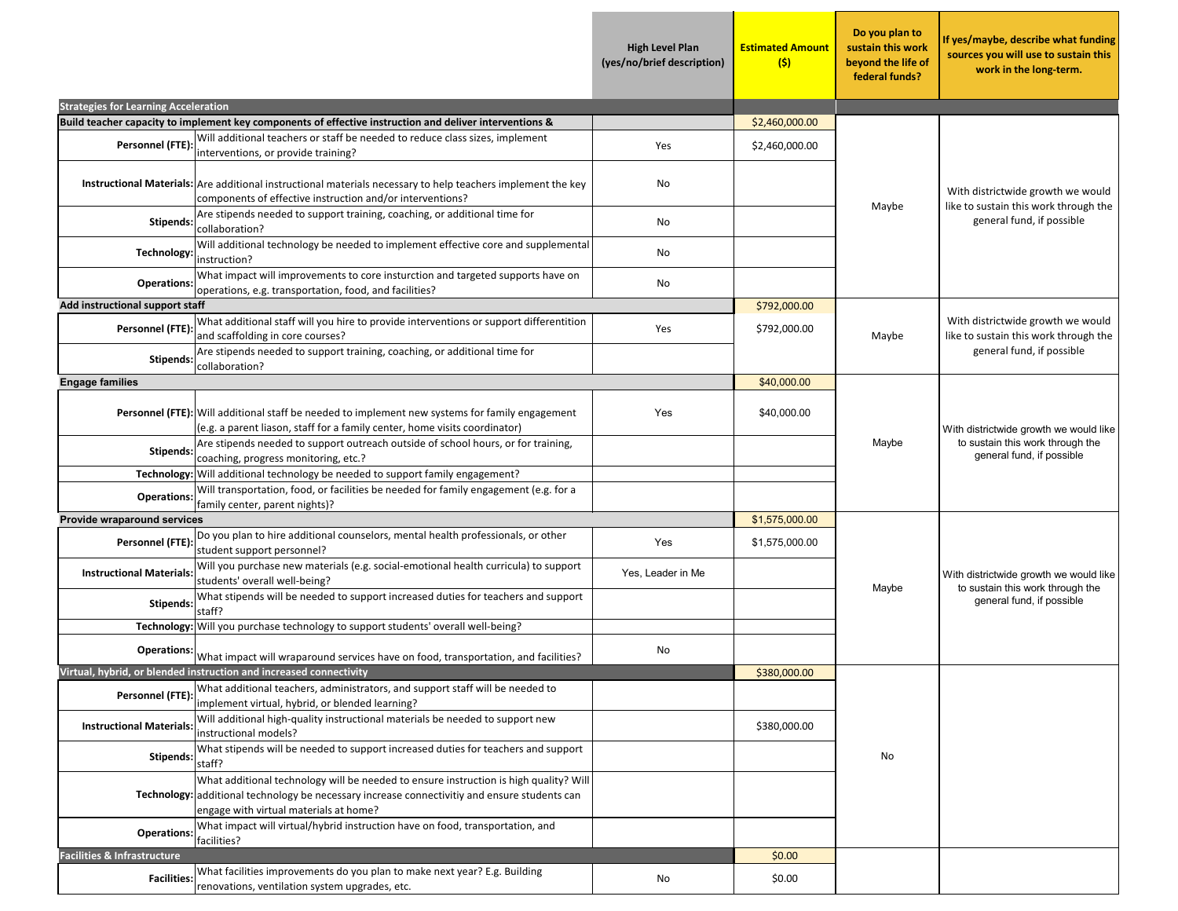| | | High Level Plan (yes/no/brief description) | Estimated Amount ($) | Do you plan to sustain this work beyond the life of federal funds? | If yes/maybe, describe what funding sources you will use to sustain this work in the long-term. |
|---|---|---|---|---|---|
| **Strategies for Learning Acceleration** | | | | | |
| **Build teacher capacity to implement key components of effective instruction and deliver interventions &** | | | $2,460,000.00 | Maybe | With districtwide growth we would like to sustain this work through the general fund, if possible |
| **Personnel (FTE):** | Will additional teachers or staff be needed to reduce class sizes, implement interventions, or provide training? | Yes | $2,460,000.00 | | |
| **Instructional Materials:** | Are additional instructional materials necessary to help teachers implement the key components of effective instruction and/or interventions? | No | | | |
| **Stipends:** | Are stipends needed to support training, coaching, or additional time for collaboration? | No | | | |
| **Technology:** | Will additional technology be needed to implement effective core and supplemental instruction? | No | | | |
| **Operations:** | What impact will improvements to core insturction and targeted supports have on operations, e.g. transportation, food, and facilities? | No | | | |
| **Add instructional support staff** | | | $792,000.00 | Maybe | With districtwide growth we would like to sustain this work through the general fund, if possible |
| **Personnel (FTE):** | What additional staff will you hire to provide interventions or support differentition and scaffolding in core courses? | Yes | $792,000.00 | | |
| **Stipends:** | Are stipends needed to support training, coaching, or additional time for collaboration? | | | | |
| **Engage families** | | | $40,000.00 | Maybe | With districtwide growth we would like to sustain this work through the general fund, if possible |
| **Personnel (FTE):** | Will additional staff be needed to implement new systems for family engagement (e.g. a parent liason, staff for a family center, home visits coordinator) | Yes | $40,000.00 | | |
| **Stipends:** | Are stipends needed to support outreach outside of school hours, or for training, coaching, progress monitoring, etc.? | | | | |
| **Technology:** | Will additional technology be needed to support family engagement? | | | | |
| **Operations:** | Will transportation, food, or facilities be needed for family engagement (e.g. for a family center, parent nights)? | | | | |
| **Provide wraparound services** | | | $1,575,000.00 | Maybe | With districtwide growth we would like to sustain this work through the general fund, if possible |
| **Personnel (FTE):** | Do you plan to hire additional counselors, mental health professionals, or other student support personnel? | Yes | $1,575,000.00 | | |
| **Instructional Materials:** | Will you purchase new materials (e.g. social-emotional health curricula) to support students' overall well-being? | Yes, Leader in Me | | | |
| **Stipends:** | What stipends will be needed to support increased duties for teachers and support staff? | | | | |
| **Technology:** | Will you purchase technology to support students' overall well-being? | | | | |
| **Operations:** | What impact will wraparound services have on food, transportation, and facilities? | No | | | |
| **Virtual, hybrid, or blended instruction and increased connectivity** | | | $380,000.00 | No | |
| **Personnel (FTE):** | What additional teachers, administrators, and support staff will be needed to implement virtual, hybrid, or blended learning? | | | | |
| **Instructional Materials:** | Will additional high-quality instructional materials be needed to support new instructional models? | | $380,000.00 | | |
| **Stipends:** | What stipends will be needed to support increased duties for teachers and support staff? | | | | |
| **Technology:** | What additional technology will be needed to ensure instruction is high quality? Will additional technology be necessary increase connectivitiy and ensure students can engage with virtual materials at home? | | | | |
| **Operations:** | What impact will virtual/hybrid instruction have on food, transportation, and facilities? | | | | |
| **Facilities & Infrastructure** | | | $0.00 | | |
| **Facilities:** | What facilities improvements do you plan to make next year? E.g. Building renovations, ventilation system upgrades, etc. | No | $0.00 | | |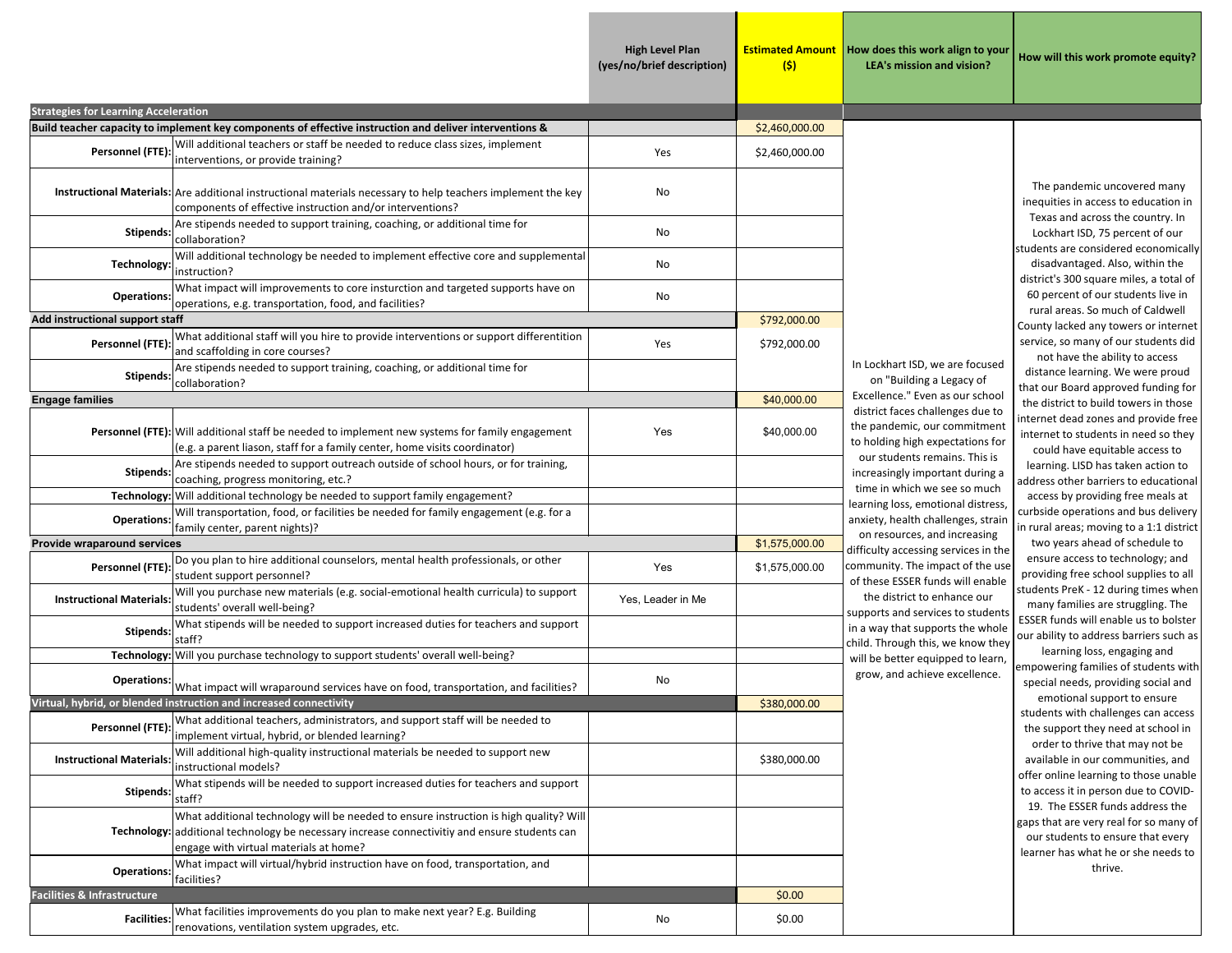| | | High Level Plan (yes/no/brief description) | Estimated Amount ($) | How does this work align to your LEA's mission and vision? | How will this work promote equity? |
|---|---|---|---|---|---|
| **Strategies for Learning Acceleration** | | | | | |
| **Build teacher capacity to implement key components of effective instruction and deliver interventions &** | | | $2,460,000.00 | In Lockhart ISD, we are focused on "Building a Legacy of Excellence." Even as our school district faces challenges due to the pandemic, our commitment to holding high expectations for our students remains. This is increasingly important during a time in which we see so much learning loss, emotional distress, anxiety, health challenges, strain on resources, and increasing difficulty accessing services in the community. The impact of the use of these ESSER funds will enable the district to enhance our supports and services to students in a way that supports the whole child. Through this, we know they will be better equipped to learn, grow, and achieve excellence. | The pandemic uncovered many inequities in access to education in Texas and across the country. In Lockhart ISD, 75 percent of our students are considered economically disadvantaged. Also, within the district's 300 square miles, a total of 60 percent of our students live in rural areas. So much of Caldwell County lacked any towers or internet service, so many of our students did not have the ability to access distance learning. We were proud that our Board approved funding for the district to build towers in those internet dead zones and provide free internet to students in need so they could have equitable access to learning. LISD has taken action to address other barriers to educational access by providing free meals at curbside operations and bus delivery in rural areas; moving to a 1:1 district two years ahead of schedule to ensure access to technology; and providing free school supplies to all students PreK - 12 during times when many families are struggling. The ESSER funds will enable us to bolster our ability to address barriers such as learning loss, engaging and empowering families of students with special needs, providing social and emotional support to ensure students with challenges can access the support they need at school in order to thrive that may not be available in our communities, and offer online learning to those unable to access it in person due to COVID-19. The ESSER funds address the gaps that are very real for so many of our students to ensure that every learner has what he or she needs to thrive. |
| **Personnel (FTE):** | Will additional teachers or staff be needed to reduce class sizes, implement interventions, or provide training? | Yes | $2,460,000.00 | | |
| **Instructional Materials:** | Are additional instructional materials necessary to help teachers implement the key components of effective instruction and/or interventions? | No | | | |
| **Stipends:** | Are stipends needed to support training, coaching, or additional time for collaboration? | No | | | |
| **Technology:** | Will additional technology be needed to implement effective core and supplemental instruction? | No | | | |
| **Operations:** | What impact will improvements to core insturction and targeted supports have on operations, e.g. transportation, food, and facilities? | No | | | |
| **Add instructional support staff** | | | $792,000.00 | | |
| **Personnel (FTE):** | What additional staff will you hire to provide interventions or support differentition and scaffolding in core courses? | Yes | $792,000.00 | | |
| **Stipends:** | Are stipends needed to support training, coaching, or additional time for collaboration? | | | | |
| **Engage families** | | | $40,000.00 | | |
| **Personnel (FTE):** | Will additional staff be needed to implement new systems for family engagement (e.g. a parent liason, staff for a family center, home visits coordinator) | Yes | $40,000.00 | | |
| **Stipends:** | Are stipends needed to support outreach outside of school hours, or for training, coaching, progress monitoring, etc.? | | | | |
| **Technology:** | Will additional technology be needed to support family engagement? | | | | |
| **Operations:** | Will transportation, food, or facilities be needed for family engagement (e.g. for a family center, parent nights)? | | | | |
| **Provide wraparound services** | | | $1,575,000.00 | | |
| **Personnel (FTE):** | Do you plan to hire additional counselors, mental health professionals, or other student support personnel? | Yes | $1,575,000.00 | | |
| **Instructional Materials:** | Will you purchase new materials (e.g. social-emotional health curricula) to support students' overall well-being? | Yes, Leader in Me | | | |
| **Stipends:** | What stipends will be needed to support increased duties for teachers and support staff? | | | | |
| **Technology:** | Will you purchase technology to support students' overall well-being? | | | | |
| **Operations:** | What impact will wraparound services have on food, transportation, and facilities? | No | | | |
| **Virtual, hybrid, or blended instruction and increased connectivity** | | | $380,000.00 | | |
| **Personnel (FTE):** | What additional teachers, administrators, and support staff will be needed to implement virtual, hybrid, or blended learning? | | | | |
| **Instructional Materials:** | Will additional high-quality instructional materials be needed to support new instructional models? | | $380,000.00 | | |
| **Stipends:** | What stipends will be needed to support increased duties for teachers and support staff? | | | | |
| **Technology:** | What additional technology will be needed to ensure instruction is high quality? Will additional technology be necessary increase connectivitiy and ensure students can engage with virtual materials at home? | | | | |
| **Operations:** | What impact will virtual/hybrid instruction have on food, transportation, and facilities? | | | | |
| **Facilities & Infrastructure** | | | $0.00 | | |
| **Facilities:** | What facilities improvements do you plan to make next year? E.g. Building renovations, ventilation system upgrades, etc. | No | $0.00 | | |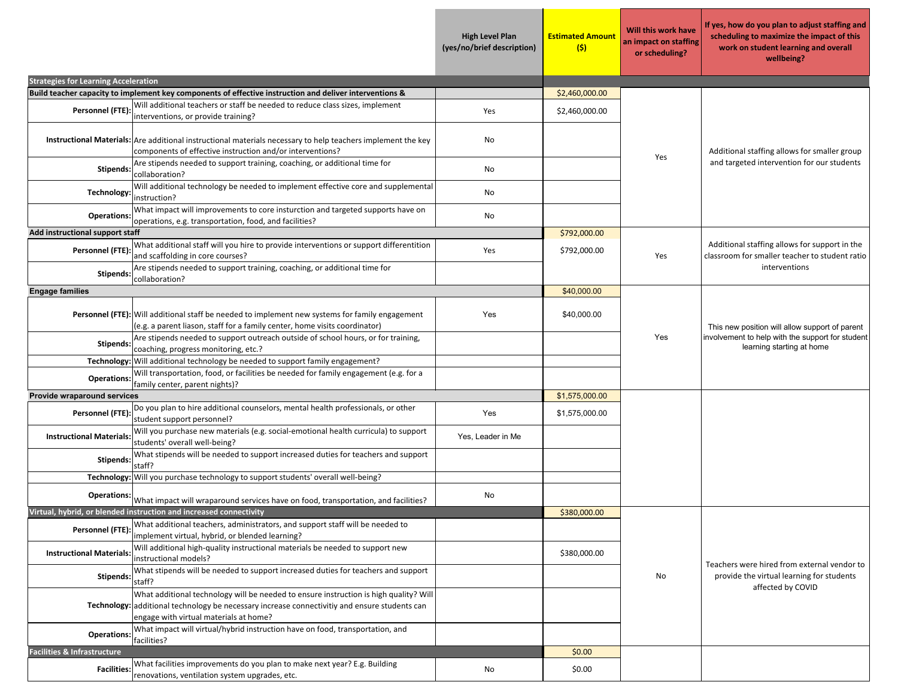| | | High Level Plan (yes/no/brief description) | Estimated Amount ($) | Will this work have an impact on staffing or scheduling? | If yes, how do you plan to adjust staffing and scheduling to maximize the impact of this work on student learning and overall wellbeing? |
|---|---|---|---|---|---|
| **Strategies for Learning Acceleration** | | | | | |
| **Build teacher capacity to implement key components of effective instruction and deliver interventions &** | | | $2,460,000.00 | | |
| **Personnel (FTE):** | Will additional teachers or staff be needed to reduce class sizes, implement interventions, or provide training? | Yes | $2,460,000.00 | Yes | Additional staffing allows for smaller group and targeted intervention for our students |
| **Instructional Materials:** | Are additional instructional materials necessary to help teachers implement the key components of effective instruction and/or interventions? | No | | | |
| **Stipends:** | Are stipends needed to support training, coaching, or additional time for collaboration? | No | | | |
| **Technology:** | Will additional technology be needed to implement effective core and supplemental instruction? | No | | | |
| **Operations:** | What impact will improvements to core insturction and targeted supports have on operations, e.g. transportation, food, and facilities? | No | | | |
| **Add instructional support staff** | | | $792,000.00 | | |
| **Personnel (FTE):** | What additional staff will you hire to provide interventions or support differentition and scaffolding in core courses? | Yes | $792,000.00 | Yes | Additional staffing allows for support in the classroom for smaller teacher to student ratio interventions |
| **Stipends:** | Are stipends needed to support training, coaching, or additional time for collaboration? | | | | |
| **Engage families** | | | $40,000.00 | | |
| **Personnel (FTE):** | Will additional staff be needed to implement new systems for family engagement (e.g. a parent liason, staff for a family center, home visits coordinator) | Yes | $40,000.00 | Yes | This new position will allow support of parent involvement to help with the support for student learning starting at home |
| **Stipends:** | Are stipends needed to support outreach outside of school hours, or for training, coaching, progress monitoring, etc.? | | | | |
| **Technology:** | Will additional technology be needed to support family engagement? | | | | |
| **Operations:** | Will transportation, food, or facilities be needed for family engagement (e.g. for a family center, parent nights)? | | | | |
| **Provide wraparound services** | | | $1,575,000.00 | | |
| **Personnel (FTE):** | Do you plan to hire additional counselors, mental health professionals, or other student support personnel? | Yes | $1,575,000.00 | | |
| **Instructional Materials:** | Will you purchase new materials (e.g. social-emotional health curricula) to support students' overall well-being? | Yes, Leader in Me | | | |
| **Stipends:** | What stipends will be needed to support increased duties for teachers and support staff? | | | | |
| **Technology:** | Will you purchase technology to support students' overall well-being? | | | | |
| **Operations:** | What impact will wraparound services have on food, transportation, and facilities? | No | | | |
| **Virtual, hybrid, or blended instruction and increased connectivity** | | | $380,000.00 | | |
| **Personnel (FTE):** | What additional teachers, administrators, and support staff will be needed to implement virtual, hybrid, or blended learning? | | | No | Teachers were hired from external vendor to provide the virtual learning for students affected by COVID |
| **Instructional Materials:** | Will additional high-quality instructional materials be needed to support new instructional models? | | $380,000.00 | | |
| **Stipends:** | What stipends will be needed to support increased duties for teachers and support staff? | | | | |
| **Technology:** | What additional technology will be needed to ensure instruction is high quality? Will additional technology be necessary increase connectivitiy and ensure students can engage with virtual materials at home? | | | | |
| **Operations:** | What impact will virtual/hybrid instruction have on food, transportation, and facilities? | | | | |
| **Facilities & Infrastructure** | | | $0.00 | | |
| **Facilities:** | What facilities improvements do you plan to make next year? E.g. Building renovations, ventilation system upgrades, etc. | No | $0.00 | | |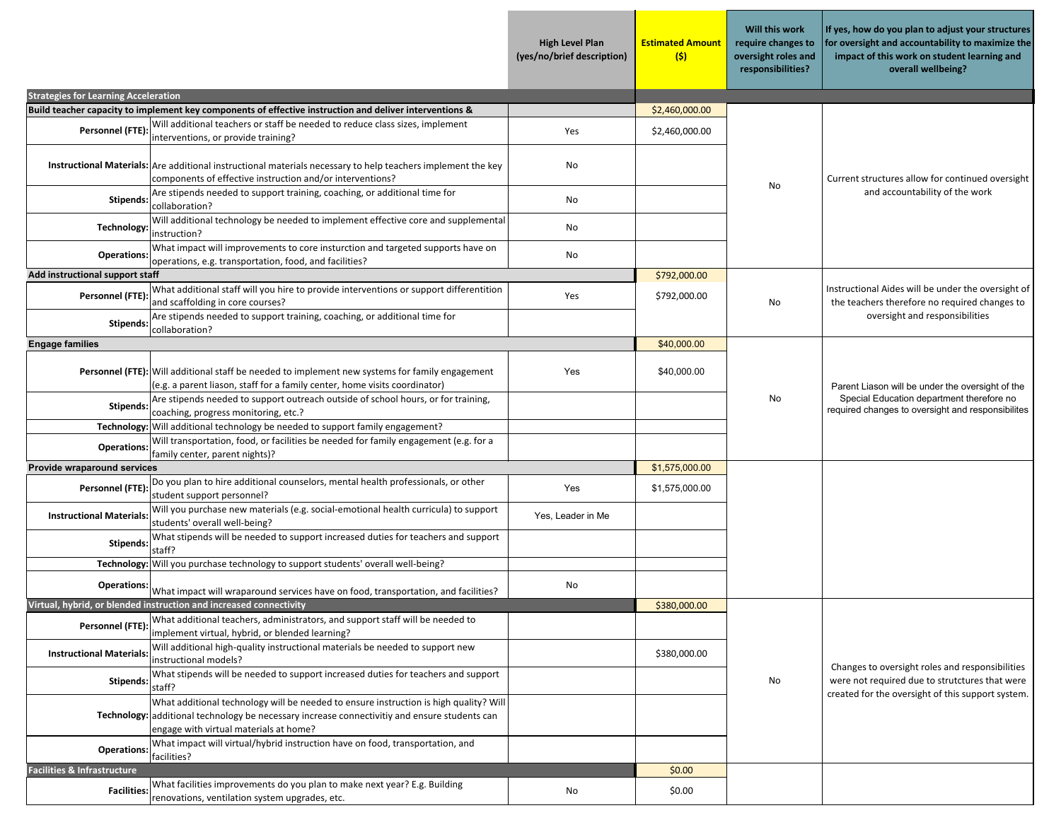| | | High Level Plan (yes/no/brief description) | Estimated Amount ($) | Will this work require changes to oversight roles and responsibilities? | If yes, how do you plan to adjust your structures for oversight and accountability to maximize the impact of this work on student learning and overall wellbeing? |
|---|---|---|---|---|---|
| **Strategies for Learning Acceleration** | | | | | |
| **Build teacher capacity to implement key components of effective instruction and deliver interventions &** | | | $2,460,000.00 | No | Current structures allow for continued oversight and accountability of the work |
| **Personnel (FTE):** | Will additional teachers or staff be needed to reduce class sizes, implement interventions, or provide training? | Yes | $2,460,000.00 | | |
| **Instructional Materials:** | Are additional instructional materials necessary to help teachers implement the key components of effective instruction and/or interventions? | No | | | |
| **Stipends:** | Are stipends needed to support training, coaching, or additional time for collaboration? | No | | | |
| **Technology:** | Will additional technology be needed to implement effective core and supplemental instruction? | No | | | |
| **Operations:** | What impact will improvements to core insturction and targeted supports have on operations, e.g. transportation, food, and facilities? | No | | | |
| **Add instructional support staff** | | | $792,000.00 | No | Instructional Aides will be under the oversight of the teachers therefore no required changes to oversight and responsibilities |
| **Personnel (FTE):** | What additional staff will you hire to provide interventions or support differentition and scaffolding in core courses? | Yes | $792,000.00 | | |
| **Stipends:** | Are stipends needed to support training, coaching, or additional time for collaboration? | | | | |
| **Engage families** | | | $40,000.00 | No | Parent Liason will be under the oversight of the Special Education department therefore no required changes to oversight and responsibilites |
| **Personnel (FTE):** | Will additional staff be needed to implement new systems for family engagement (e.g. a parent liason, staff for a family center, home visits coordinator) | Yes | $40,000.00 | | |
| **Stipends:** | Are stipends needed to support outreach outside of school hours, or for training, coaching, progress monitoring, etc.? | | | | |
| **Technology:** | Will additional technology be needed to support family engagement? | | | | |
| **Operations:** | Will transportation, food, or facilities be needed for family engagement (e.g. for a family center, parent nights)? | | | | |
| **Provide wraparound services** | | | $1,575,000.00 | | |
| **Personnel (FTE):** | Do you plan to hire additional counselors, mental health professionals, or other student support personnel? | Yes | $1,575,000.00 | | |
| **Instructional Materials:** | Will you purchase new materials (e.g. social-emotional health curricula) to support students' overall well-being? | Yes, Leader in Me | | | |
| **Stipends:** | What stipends will be needed to support increased duties for teachers and support staff? | | | | |
| **Technology:** | Will you purchase technology to support students' overall well-being? | | | | |
| **Operations:** | What impact will wraparound services have on food, transportation, and facilities? | No | | | |
| **Virtual, hybrid, or blended instruction and increased connectivity** | | | $380,000.00 | No | Changes to oversight roles and responsibilities were not required due to strutctures that were created for the oversight of this support system. |
| **Personnel (FTE):** | What additional teachers, administrators, and support staff will be needed to implement virtual, hybrid, or blended learning? | | | | |
| **Instructional Materials:** | Will additional high-quality instructional materials be needed to support new instructional models? | | $380,000.00 | | |
| **Stipends:** | What stipends will be needed to support increased duties for teachers and support staff? | | | | |
| **Technology:** | What additional technology will be needed to ensure instruction is high quality? Will additional technology be necessary increase connectivitiy and ensure students can engage with virtual materials at home? | | | | |
| **Operations:** | What impact will virtual/hybrid instruction have on food, transportation, and facilities? | | | | |
| **Facilities & Infrastructure** | | | $0.00 | | |
| **Facilities:** | What facilities improvements do you plan to make next year? E.g. Building renovations, ventilation system upgrades, etc. | No | $0.00 | | |